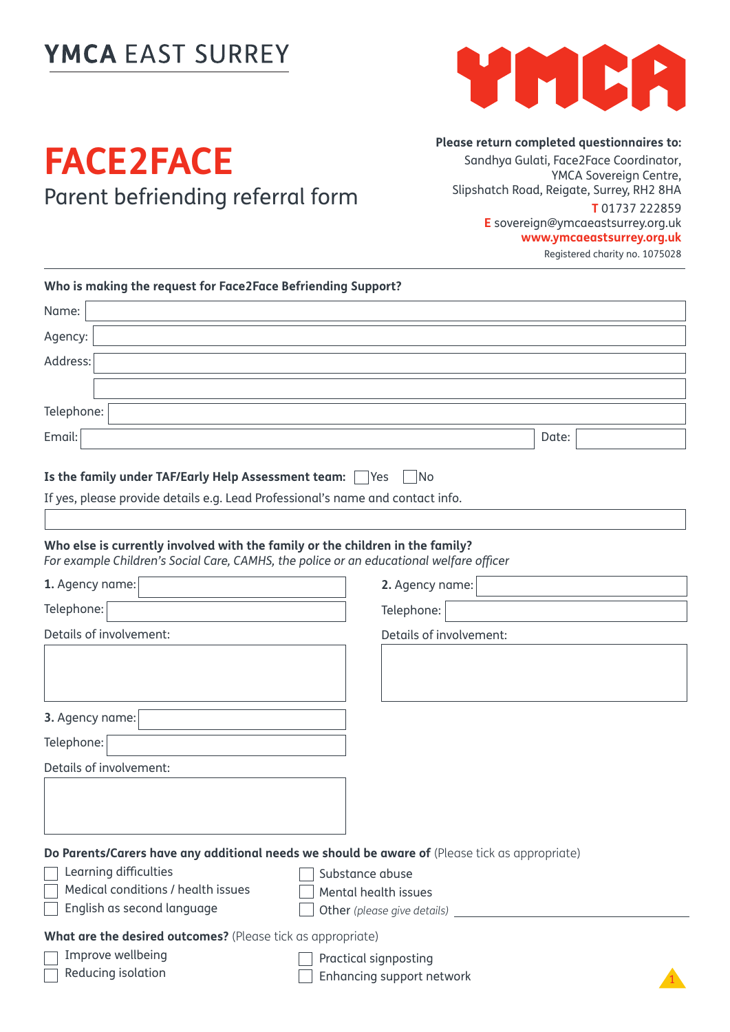YMCA EAST SURREY

# FACE2FACE

## Parent befriending referral form

**Please return completed questionnaires to:**
Sandhya Gulati, Face2Face Coordinator,
YMCA Sovereign Centre,
Slipshatch Road, Reigate, Surrey, RH2 8HA
**T** 01737 222859
**E** sovereign@ymcaeastsurrey.org.uk
**www.ymcaeastsurrey.org.uk**
Registered charity no. 1075028

---

**Who is making the request for Face2Face Befriending Support?**

Name:

Agency:

Address:

Telephone:

Email: Date:

**Is the family under TAF/Early Help Assessment team:** ☐ Yes ☐ No

If yes, please provide details e.g. Lead Professional's name and contact info.

**Who else is currently involved with the family or the children in the family?**
*For example Children's Social Care, CAMHS, the police or an educational welfare officer*

**1.** Agency name:

Telephone:

Details of involvement:

**2.** Agency name:

Telephone:

Details of involvement:

**3.** Agency name:

Telephone:

Details of involvement:

**Do Parents/Carers have any additional needs we should be aware of** (Please tick as appropriate)

☐ Learning difficulties
☐ Medical conditions / health issues
☐ English as second language
☐ Substance abuse
☐ Mental health issues
☐ Other *(please give details)* \_\_\_\_\_\_\_\_\_\_\_\_\_\_\_\_\_\_\_\_

**What are the desired outcomes?** (Please tick as appropriate)

☐ Improve wellbeing
☐ Reducing isolation
☐ Practical signposting
☐ Enhancing support network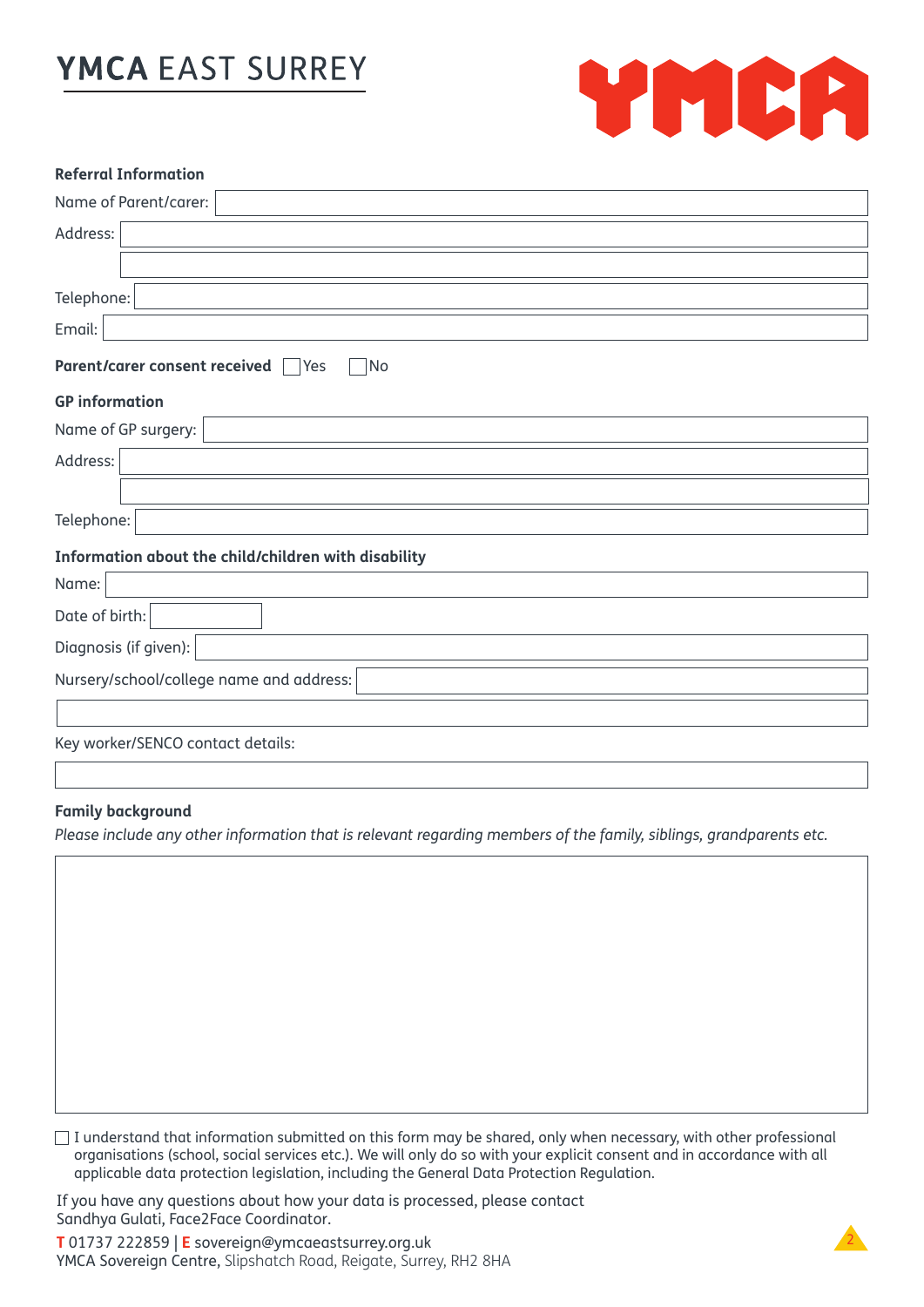# YMCA EAST SURREY

### Referral Information

Name of Parent/carer:

Address:

Telephone:

Email:

**Parent/carer consent received** ☐ Yes ☐ No

### GP information

Name of GP surgery:

Address:

Telephone:

### Information about the child/children with disability

Name:

Date of birth:

Diagnosis (if given):

Nursery/school/college name and address:

Key worker/SENCO contact details:

### Family background

*Please include any other information that is relevant regarding members of the family, siblings, grandparents etc.*

☐ I understand that information submitted on this form may be shared, only when necessary, with other professional organisations (school, social services etc.). We will only do so with your explicit consent and in accordance with all applicable data protection legislation, including the General Data Protection Regulation.

If you have any questions about how your data is processed, please contact Sandhya Gulati, Face2Face Coordinator.

**T** 01737 222859 | **E** sovereign@ymcaeastsurrey.org.uk
YMCA Sovereign Centre, Slipshatch Road, Reigate, Surrey, RH2 8HA